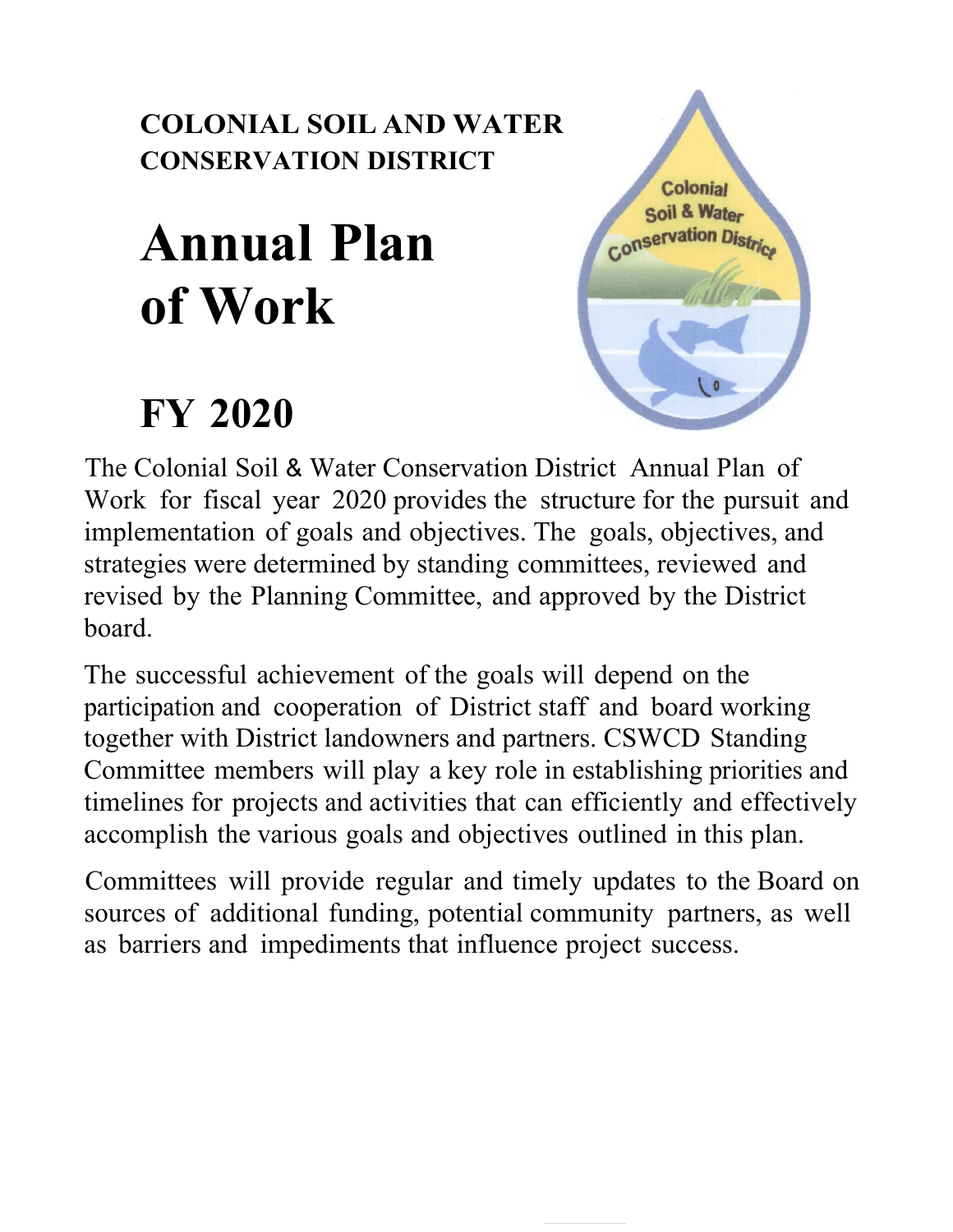**COLONIAL SOIL AND WATER CONSERVATION DISTRICT**

# Annual Plan of Work

# FY 2020

The Colonial Soil & Water Conservation District Annual Plan of Work for fiscal year 2020 provides the structure for the pursuit and implementation of goals and objectives. The goals, objectives, and strategies were determined by standing committees, reviewed and revised by the Planning Committee, and approved by the District board.

The successful achievement of the goals will depend on the participation and cooperation of District staff and board working together with District landowners and partners. CSWCD Standing Committee members will play a key role in establishing priorities and timelines for projects and activities that can efficiently and effectively accomplish the various goals and objectives outlined in this plan.

Committees will provide regular and timely updates to the Board on sources of additional funding, potential community partners, as well as barriers and impediments that influence project success.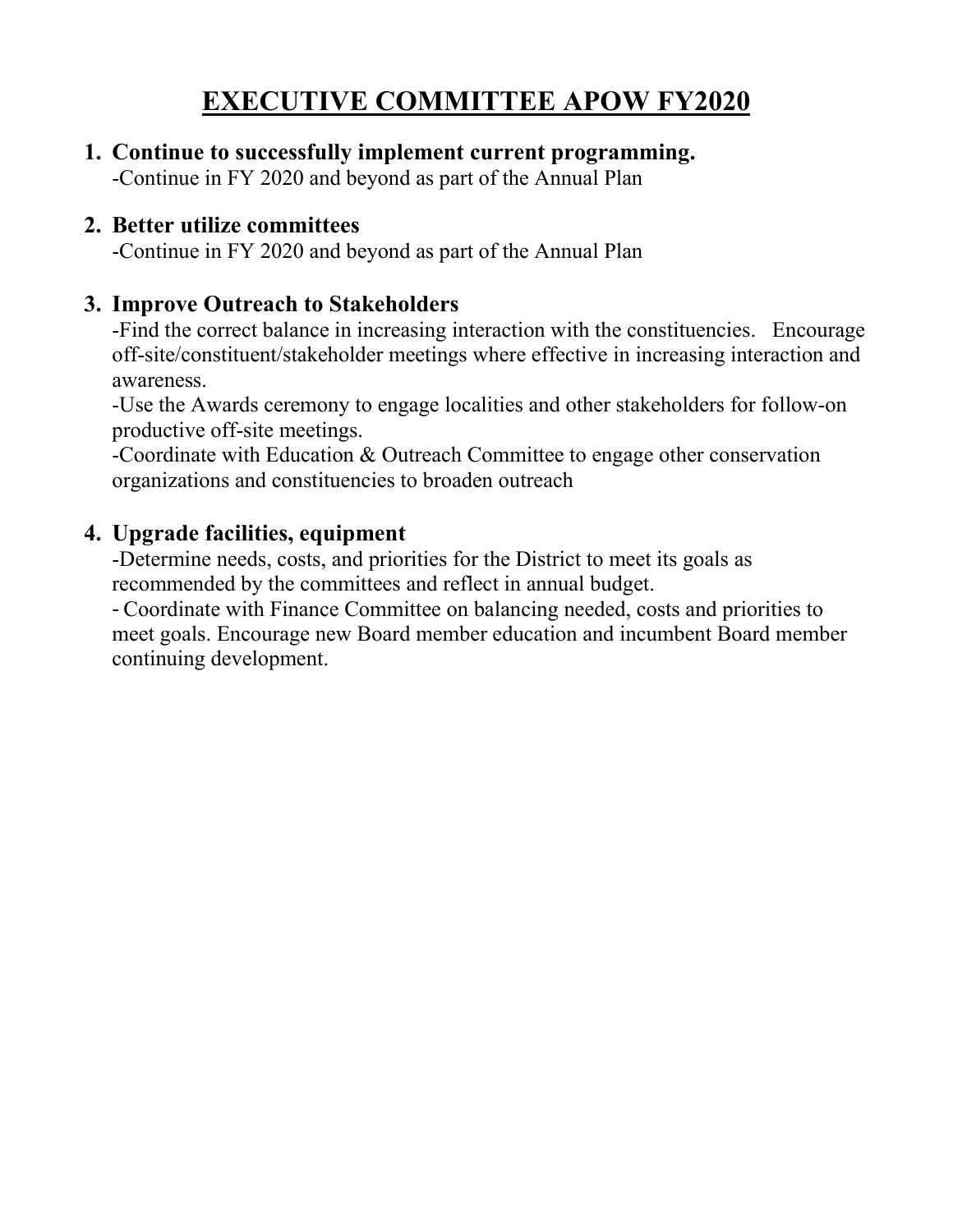# EXECUTIVE COMMITTEE APOW FY2020

1. **Continue to successfully implement current programming.**
   -Continue in FY 2020 and beyond as part of the Annual Plan

2. **Better utilize committees**
   -Continue in FY 2020 and beyond as part of the Annual Plan

3. **Improve Outreach to Stakeholders**
   -Find the correct balance in increasing interaction with the constituencies. Encourage off-site/constituent/stakeholder meetings where effective in increasing interaction and awareness.
   -Use the Awards ceremony to engage localities and other stakeholders for follow-on productive off-site meetings.
   -Coordinate with Education & Outreach Committee to engage other conservation organizations and constituencies to broaden outreach

4. **Upgrade facilities, equipment**
   -Determine needs, costs, and priorities for the District to meet its goals as recommended by the committees and reflect in annual budget.
   - Coordinate with Finance Committee on balancing needed, costs and priorities to meet goals. Encourage new Board member education and incumbent Board member continuing development.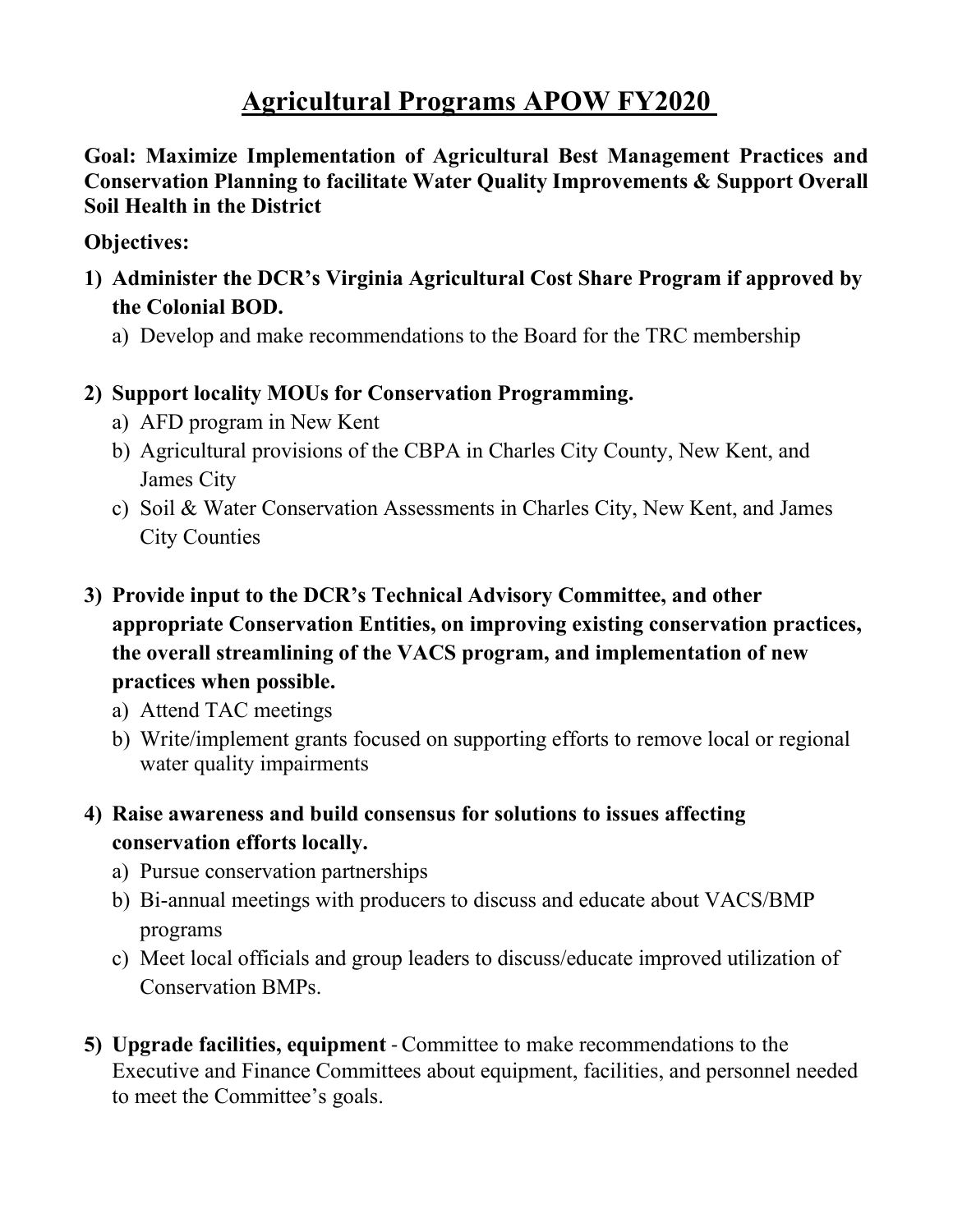# Agricultural Programs APOW FY2020

**Goal: Maximize Implementation of Agricultural Best Management Practices and Conservation Planning to facilitate Water Quality Improvements & Support Overall Soil Health in the District**

**Objectives:**

1) **Administer the DCR's Virginia Agricultural Cost Share Program if approved by the Colonial BOD.**
   a) Develop and make recommendations to the Board for the TRC membership

2) **Support locality MOUs for Conservation Programming.**
   a) AFD program in New Kent
   b) Agricultural provisions of the CBPA in Charles City County, New Kent, and James City
   c) Soil & Water Conservation Assessments in Charles City, New Kent, and James City Counties

3) **Provide input to the DCR's Technical Advisory Committee, and other appropriate Conservation Entities, on improving existing conservation practices, the overall streamlining of the VACS program, and implementation of new practices when possible.**
   a) Attend TAC meetings
   b) Write/implement grants focused on supporting efforts to remove local or regional water quality impairments

4) **Raise awareness and build consensus for solutions to issues affecting conservation efforts locally.**
   a) Pursue conservation partnerships
   b) Bi-annual meetings with producers to discuss and educate about VACS/BMP programs
   c) Meet local officials and group leaders to discuss/educate improved utilization of Conservation BMPs.

5) **Upgrade facilities, equipment** - Committee to make recommendations to the Executive and Finance Committees about equipment, facilities, and personnel needed to meet the Committee's goals.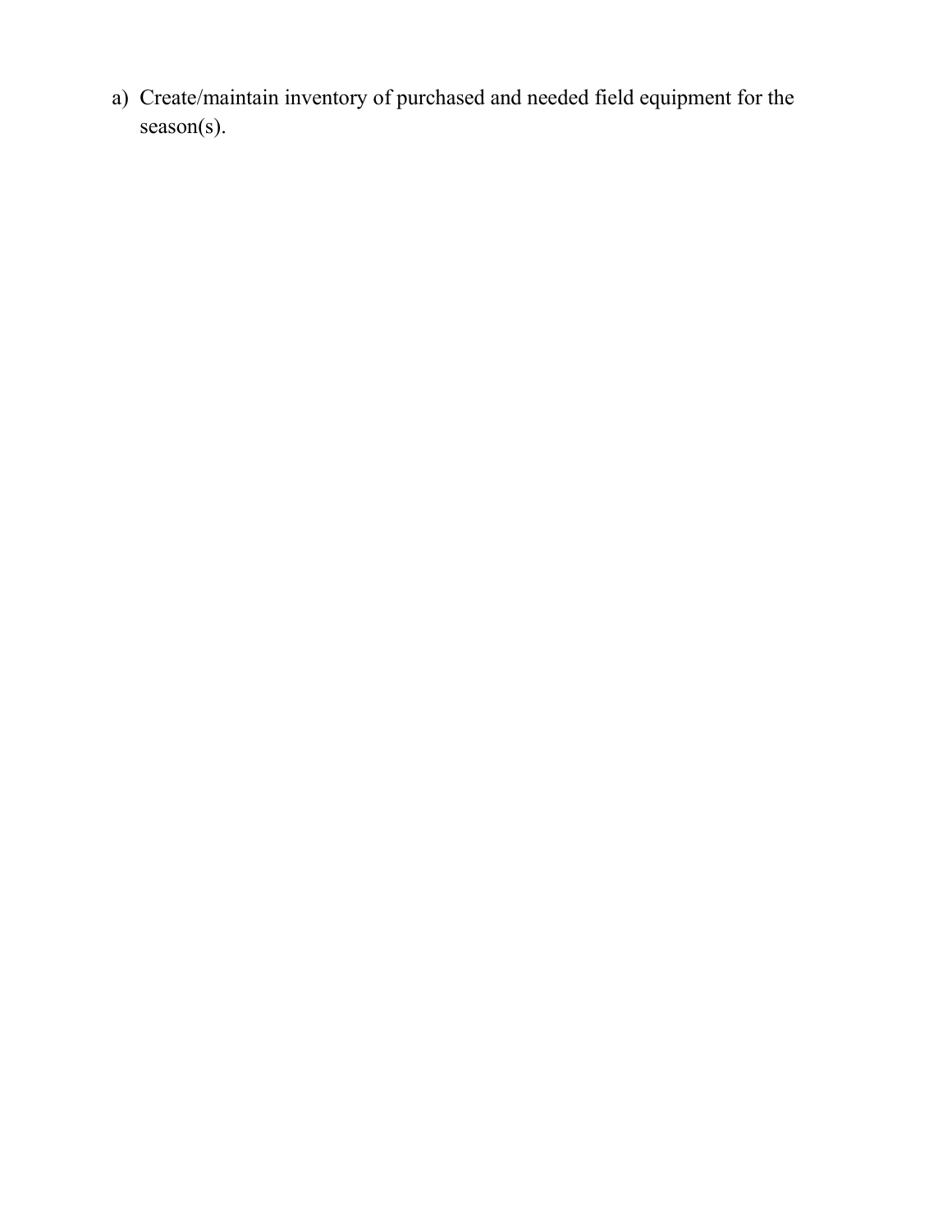a) Create/maintain inventory of purchased and needed field equipment for the season(s).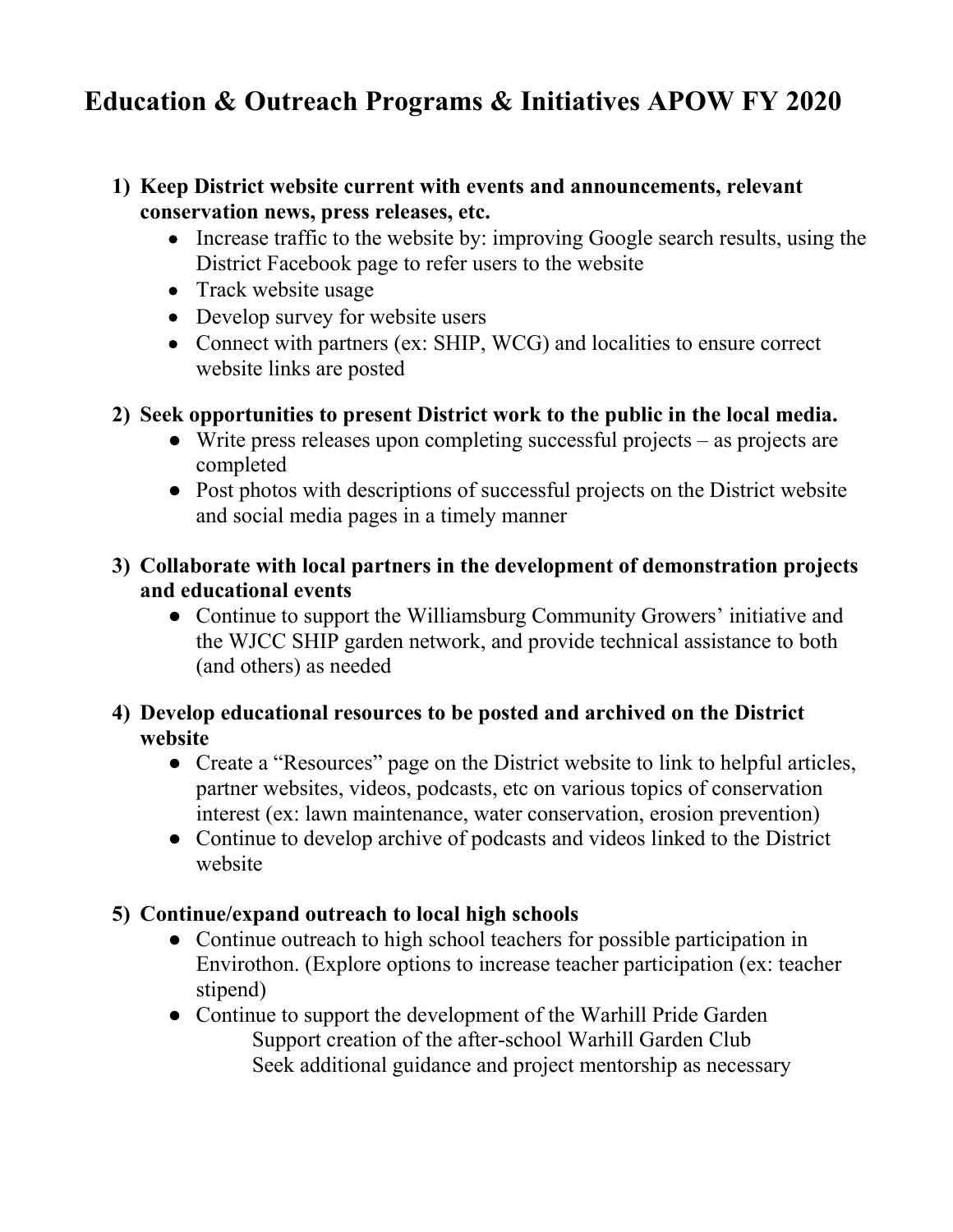# Education & Outreach Programs & Initiatives APOW FY 2020

1) **Keep District website current with events and announcements, relevant conservation news, press releases, etc.**
   - Increase traffic to the website by: improving Google search results, using the District Facebook page to refer users to the website
   - Track website usage
   - Develop survey for website users
   - Connect with partners (ex: SHIP, WCG) and localities to ensure correct website links are posted

2) **Seek opportunities to present District work to the public in the local media.**
   - Write press releases upon completing successful projects – as projects are completed
   - Post photos with descriptions of successful projects on the District website and social media pages in a timely manner

3) **Collaborate with local partners in the development of demonstration projects and educational events**
   - Continue to support the Williamsburg Community Growers' initiative and the WJCC SHIP garden network, and provide technical assistance to both (and others) as needed

4) **Develop educational resources to be posted and archived on the District website**
   - Create a "Resources" page on the District website to link to helpful articles, partner websites, videos, podcasts, etc on various topics of conservation interest (ex: lawn maintenance, water conservation, erosion prevention)
   - Continue to develop archive of podcasts and videos linked to the District website

5) **Continue/expand outreach to local high schools**
   - Continue outreach to high school teachers for possible participation in Envirothon. (Explore options to increase teacher participation (ex: teacher stipend)
   - Continue to support the development of the Warhill Pride Garden
     - Support creation of the after-school Warhill Garden Club
     - Seek additional guidance and project mentorship as necessary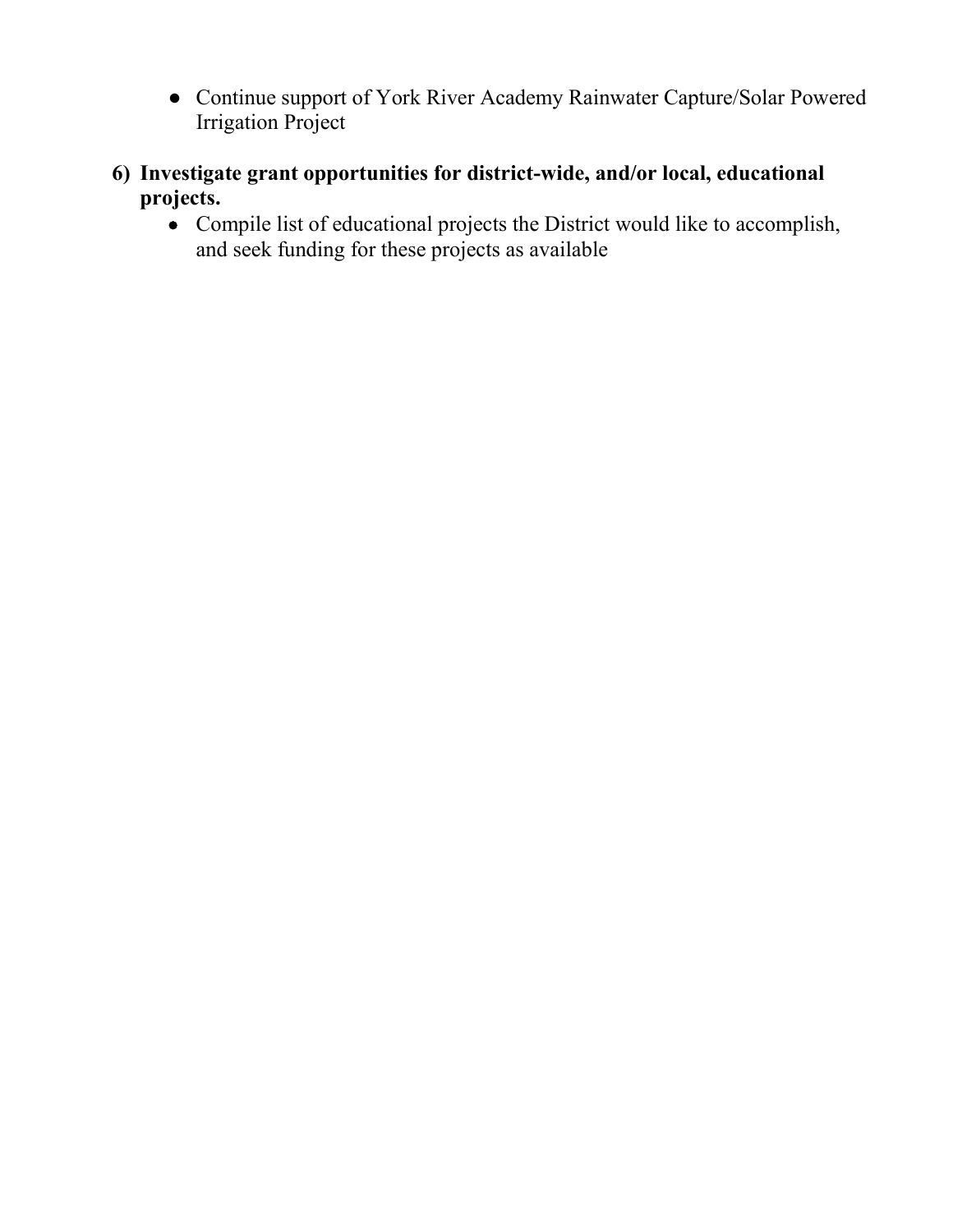- Continue support of York River Academy Rainwater Capture/Solar Powered Irrigation Project

6) **Investigate grant opportunities for district-wide, and/or local, educational projects.**
   - Compile list of educational projects the District would like to accomplish, and seek funding for these projects as available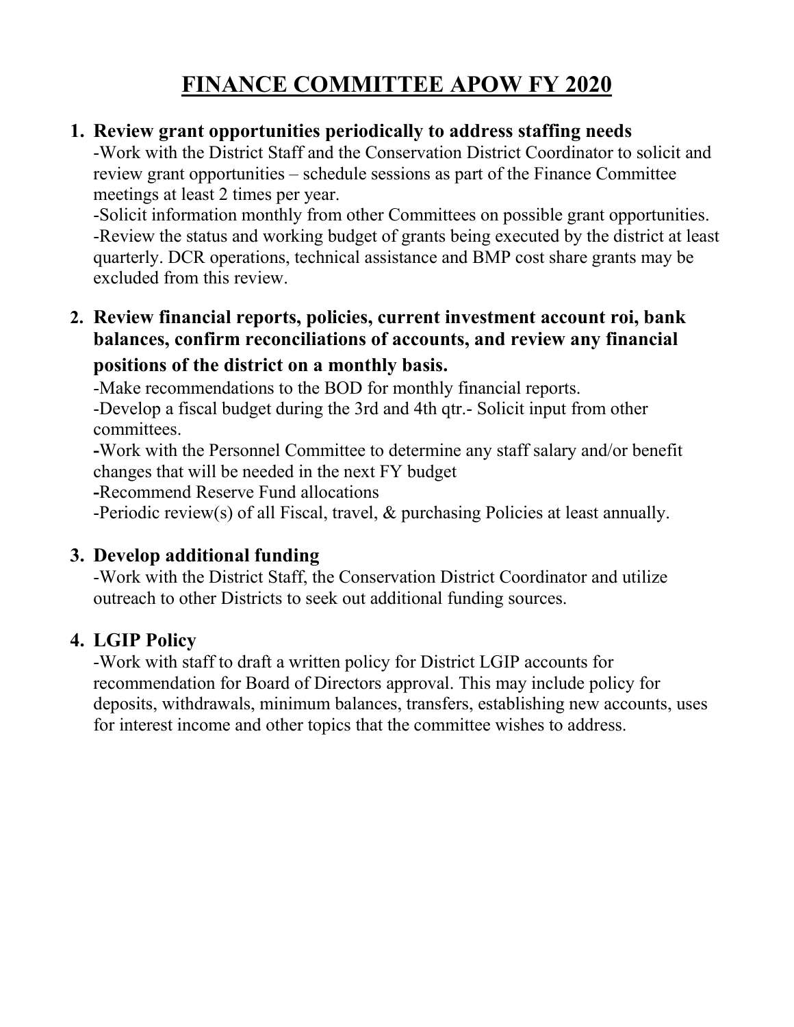# FINANCE COMMITTEE APOW FY 2020

1. **Review grant opportunities periodically to address staffing needs**
   -Work with the District Staff and the Conservation District Coordinator to solicit and review grant opportunities – schedule sessions as part of the Finance Committee meetings at least 2 times per year.
   -Solicit information monthly from other Committees on possible grant opportunities.
   -Review the status and working budget of grants being executed by the district at least quarterly. DCR operations, technical assistance and BMP cost share grants may be excluded from this review.

2. **Review financial reports, policies, current investment account roi, bank balances, confirm reconciliations of accounts, and review any financial positions of the district on a monthly basis.**
   -Make recommendations to the BOD for monthly financial reports.
   -Develop a fiscal budget during the 3rd and 4th qtr.- Solicit input from other committees.
   **-**Work with the Personnel Committee to determine any staff salary and/or benefit changes that will be needed in the next FY budget
   **-**Recommend Reserve Fund allocations
   -Periodic review(s) of all Fiscal, travel, & purchasing Policies at least annually.

3. **Develop additional funding**
   -Work with the District Staff, the Conservation District Coordinator and utilize outreach to other Districts to seek out additional funding sources.

4. **LGIP Policy**
   -Work with staff to draft a written policy for District LGIP accounts for recommendation for Board of Directors approval. This may include policy for deposits, withdrawals, minimum balances, transfers, establishing new accounts, uses for interest income and other topics that the committee wishes to address.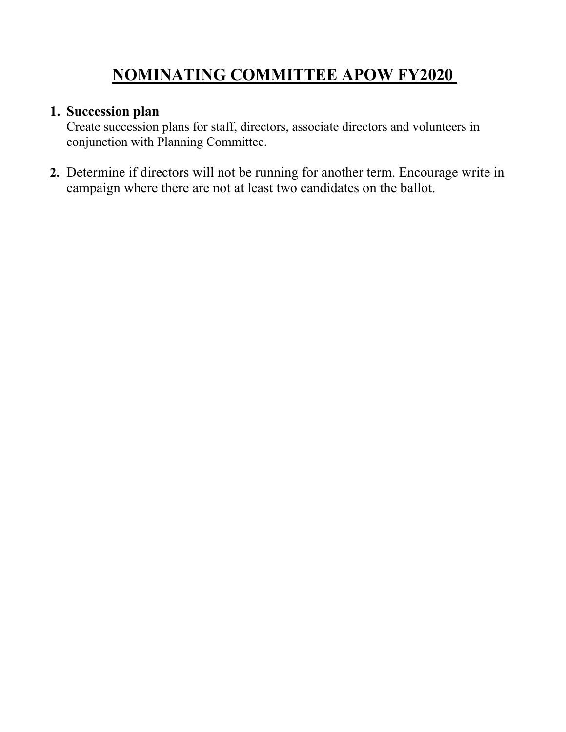# NOMINATING COMMITTEE APOW FY2020

1. **Succession plan**
   Create succession plans for staff, directors, associate directors and volunteers in conjunction with Planning Committee.

2. Determine if directors will not be running for another term. Encourage write in campaign where there are not at least two candidates on the ballot.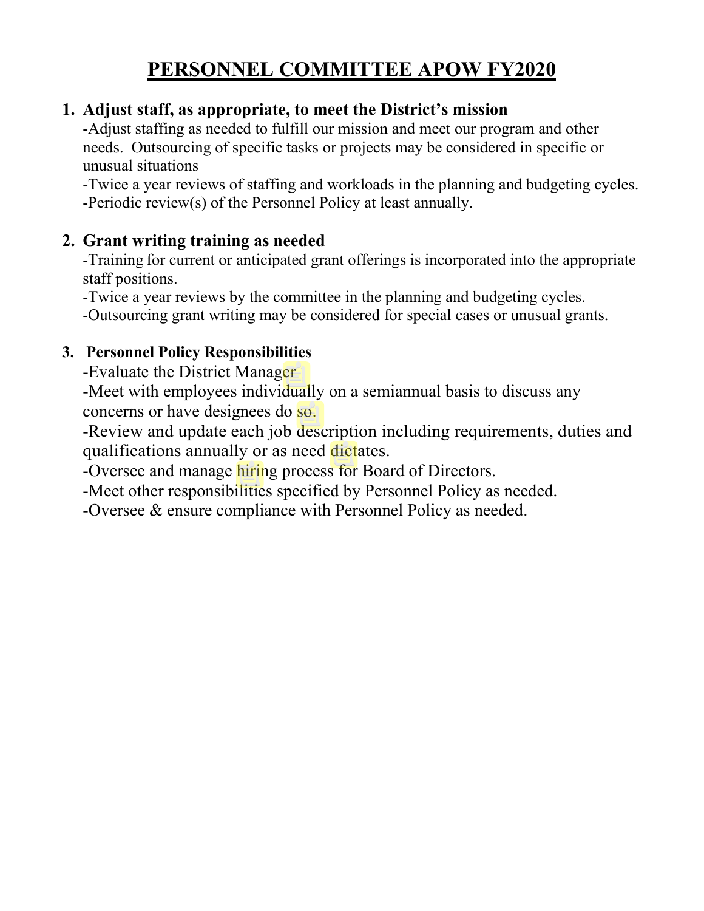# PERSONNEL COMMITTEE APOW FY2020

1. **Adjust staff, as appropriate, to meet the District's mission**
   -Adjust staffing as needed to fulfill our mission and meet our program and other needs. Outsourcing of specific tasks or projects may be considered in specific or unusual situations
   -Twice a year reviews of staffing and workloads in the planning and budgeting cycles.
   -Periodic review(s) of the Personnel Policy at least annually.

2. **Grant writing training as needed**
   -Training for current or anticipated grant offerings is incorporated into the appropriate staff positions.
   -Twice a year reviews by the committee in the planning and budgeting cycles.
   -Outsourcing grant writing may be considered for special cases or unusual grants.

3. **Personnel Policy Responsibilities**
   -Evaluate the District Manager.
   -Meet with employees individually on a semiannual basis to discuss any concerns or have designees do so.
   -Review and update each job description including requirements, duties and qualifications annually or as need dictates.
   -Oversee and manage hiring process for Board of Directors.
   -Meet other responsibilities specified by Personnel Policy as needed.
   -Oversee & ensure compliance with Personnel Policy as needed.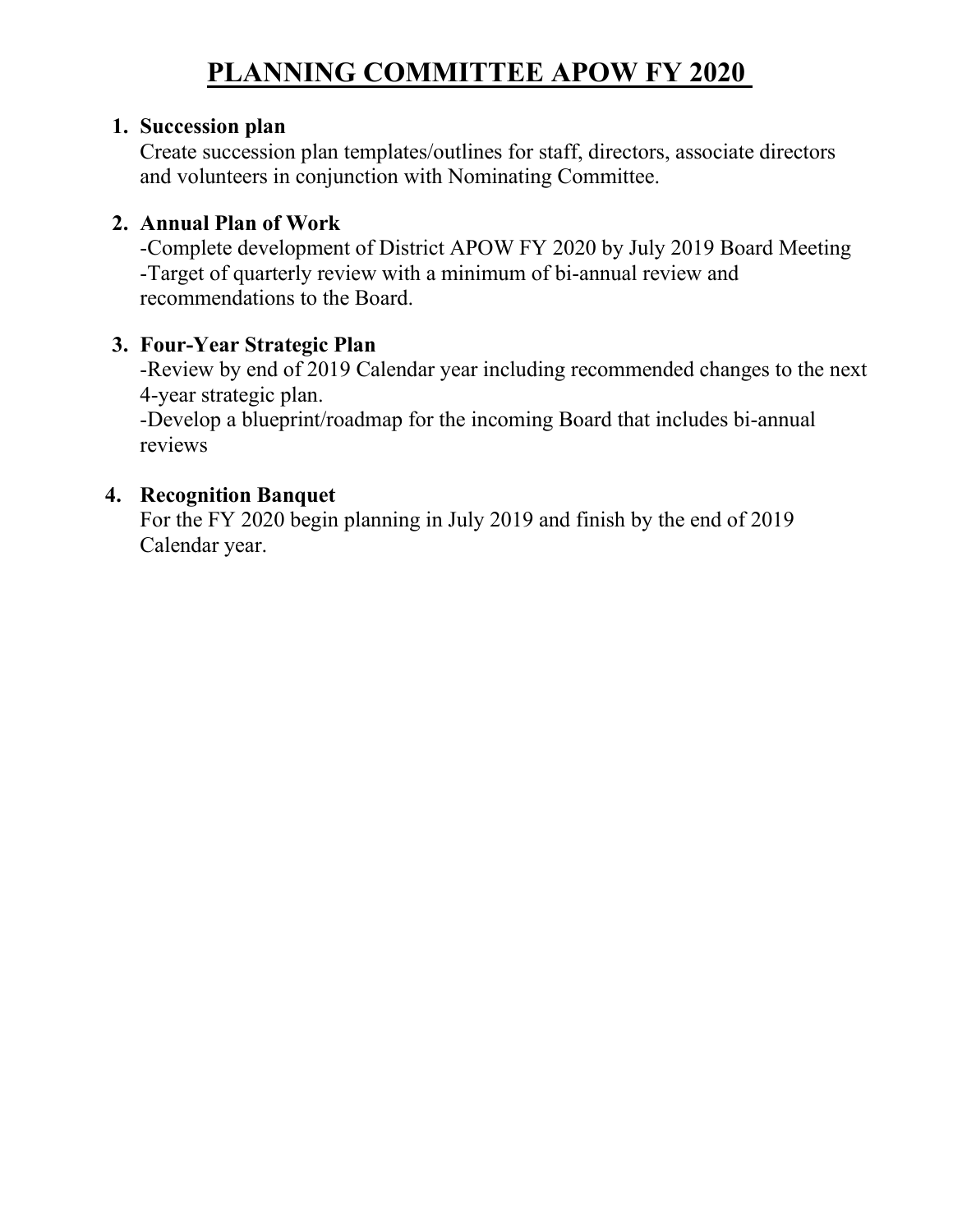# PLANNING COMMITTEE APOW FY 2020

1. **Succession plan**
   Create succession plan templates/outlines for staff, directors, associate directors and volunteers in conjunction with Nominating Committee.

2. **Annual Plan of Work**
   -Complete development of District APOW FY 2020 by July 2019 Board Meeting
   -Target of quarterly review with a minimum of bi-annual review and recommendations to the Board.

3. **Four-Year Strategic Plan**
   -Review by end of 2019 Calendar year including recommended changes to the next 4-year strategic plan.
   -Develop a blueprint/roadmap for the incoming Board that includes bi-annual reviews

4. **Recognition Banquet**
   For the FY 2020 begin planning in July 2019 and finish by the end of 2019 Calendar year.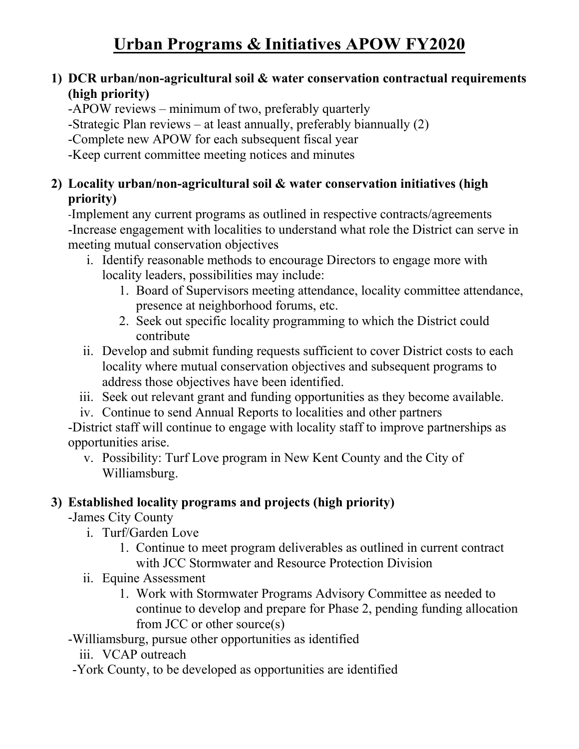# Urban Programs & Initiatives APOW FY2020

1) **DCR urban/non-agricultural soil & water conservation contractual requirements (high priority)**

   -APOW reviews – minimum of two, preferably quarterly
   -Strategic Plan reviews – at least annually, preferably biannually (2)
   -Complete new APOW for each subsequent fiscal year
   -Keep current committee meeting notices and minutes

2) **Locality urban/non-agricultural soil & water conservation initiatives (high priority)**

   -Implement any current programs as outlined in respective contracts/agreements
   -Increase engagement with localities to understand what role the District can serve in meeting mutual conservation objectives

   i. Identify reasonable methods to encourage Directors to engage more with locality leaders, possibilities may include:
      1. Board of Supervisors meeting attendance, locality committee attendance, presence at neighborhood forums, etc.
      2. Seek out specific locality programming to which the District could contribute

   ii. Develop and submit funding requests sufficient to cover District costs to each locality where mutual conservation objectives and subsequent programs to address those objectives have been identified.

   iii. Seek out relevant grant and funding opportunities as they become available.

   iv. Continue to send Annual Reports to localities and other partners

   -District staff will continue to engage with locality staff to improve partnerships as opportunities arise.

   v. Possibility: Turf Love program in New Kent County and the City of Williamsburg.

3) **Established locality programs and projects (high priority)**

   -James City County

   i. Turf/Garden Love
      1. Continue to meet program deliverables as outlined in current contract with JCC Stormwater and Resource Protection Division

   ii. Equine Assessment
      1. Work with Stormwater Programs Advisory Committee as needed to continue to develop and prepare for Phase 2, pending funding allocation from JCC or other source(s)

   -Williamsburg, pursue other opportunities as identified

   iii. VCAP outreach

   -York County, to be developed as opportunities are identified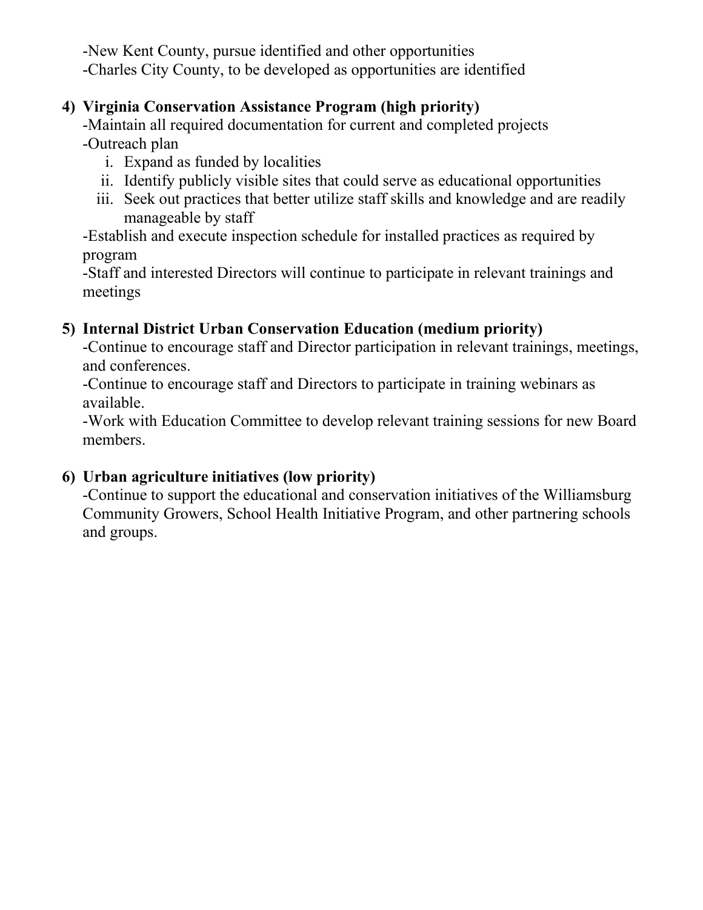-New Kent County, pursue identified and other opportunities
-Charles City County, to be developed as opportunities are identified

4) **Virginia Conservation Assistance Program (high priority)**
   -Maintain all required documentation for current and completed projects
   -Outreach plan
      i. Expand as funded by localities
      ii. Identify publicly visible sites that could serve as educational opportunities
      iii. Seek out practices that better utilize staff skills and knowledge and are readily manageable by staff

   -Establish and execute inspection schedule for installed practices as required by program
   -Staff and interested Directors will continue to participate in relevant trainings and meetings

5) **Internal District Urban Conservation Education (medium priority)**
   -Continue to encourage staff and Director participation in relevant trainings, meetings, and conferences.
   -Continue to encourage staff and Directors to participate in training webinars as available.
   -Work with Education Committee to develop relevant training sessions for new Board members.

6) **Urban agriculture initiatives (low priority)**
   -Continue to support the educational and conservation initiatives of the Williamsburg Community Growers, School Health Initiative Program, and other partnering schools and groups.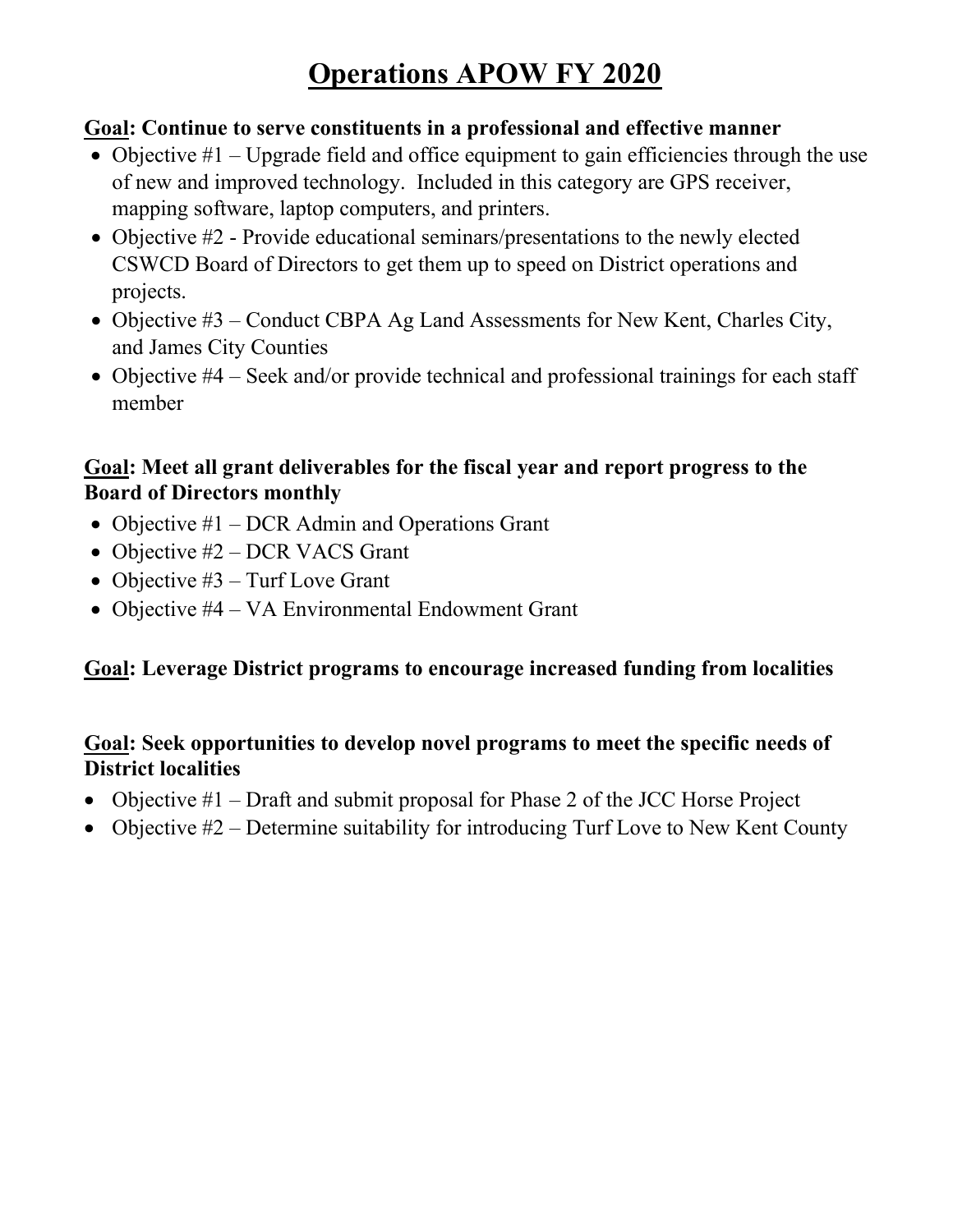# Operations APOW FY 2020

**Goal: Continue to serve constituents in a professional and effective manner**

- Objective #1 – Upgrade field and office equipment to gain efficiencies through the use of new and improved technology. Included in this category are GPS receiver, mapping software, laptop computers, and printers.
- Objective #2 - Provide educational seminars/presentations to the newly elected CSWCD Board of Directors to get them up to speed on District operations and projects.
- Objective #3 – Conduct CBPA Ag Land Assessments for New Kent, Charles City, and James City Counties
- Objective #4 – Seek and/or provide technical and professional trainings for each staff member

**Goal: Meet all grant deliverables for the fiscal year and report progress to the Board of Directors monthly**

- Objective #1 – DCR Admin and Operations Grant
- Objective #2 – DCR VACS Grant
- Objective #3 – Turf Love Grant
- Objective #4 – VA Environmental Endowment Grant

**Goal: Leverage District programs to encourage increased funding from localities**

**Goal: Seek opportunities to develop novel programs to meet the specific needs of District localities**

- Objective #1 – Draft and submit proposal for Phase 2 of the JCC Horse Project
- Objective #2 – Determine suitability for introducing Turf Love to New Kent County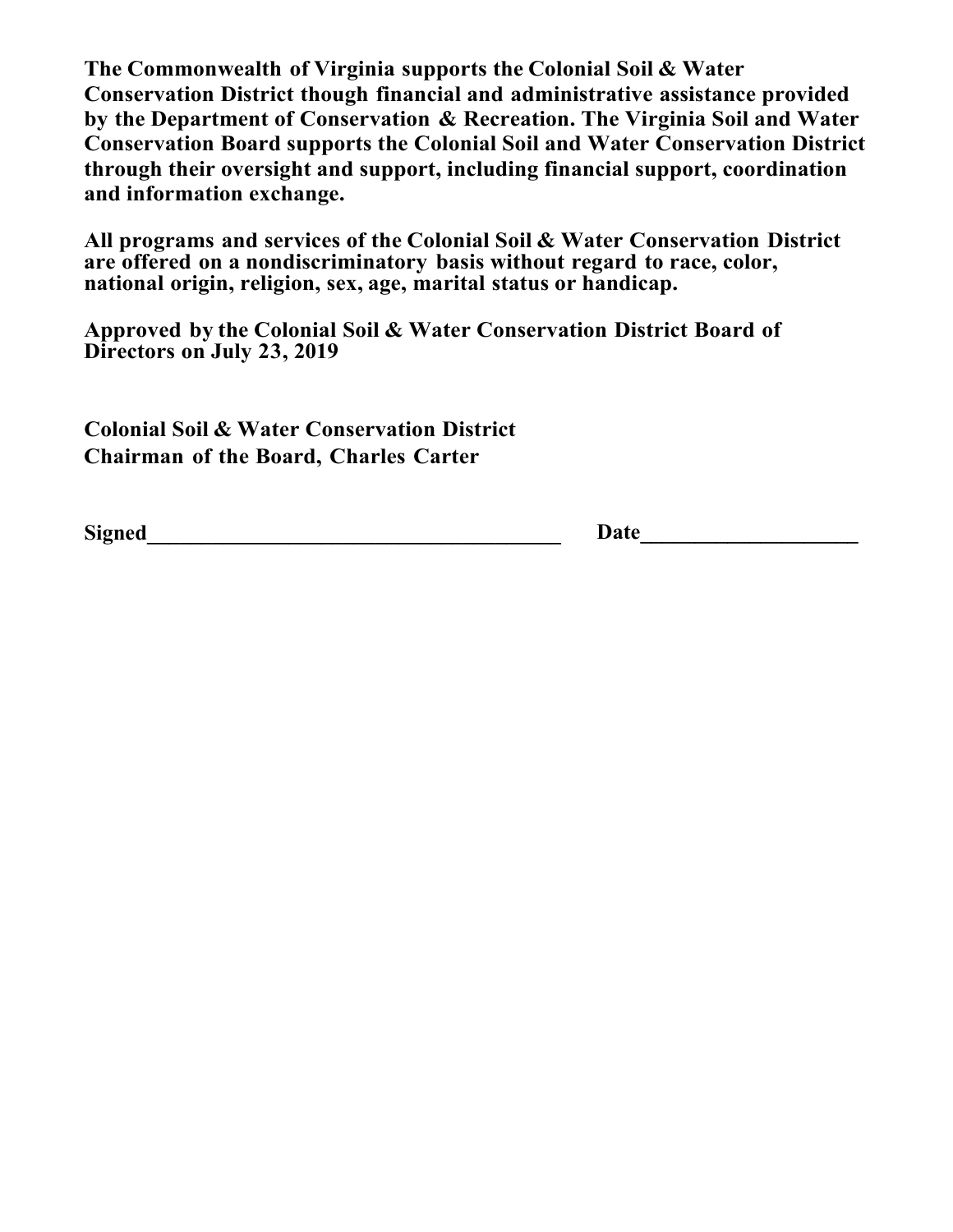**The Commonwealth of Virginia supports the Colonial Soil & Water Conservation District though financial and administrative assistance provided by the Department of Conservation & Recreation. The Virginia Soil and Water Conservation Board supports the Colonial Soil and Water Conservation District through their oversight and support, including financial support, coordination and information exchange.**

**All programs and services of the Colonial Soil & Water Conservation District are offered on a nondiscriminatory basis without regard to race, color, national origin, religion, sex, age, marital status or handicap.**

**Approved by the Colonial Soil & Water Conservation District Board of Directors on July 23, 2019**

**Colonial Soil & Water Conservation District**
**Chairman of the Board, Charles Carter**

**Signed______________________________________ Date____________________**